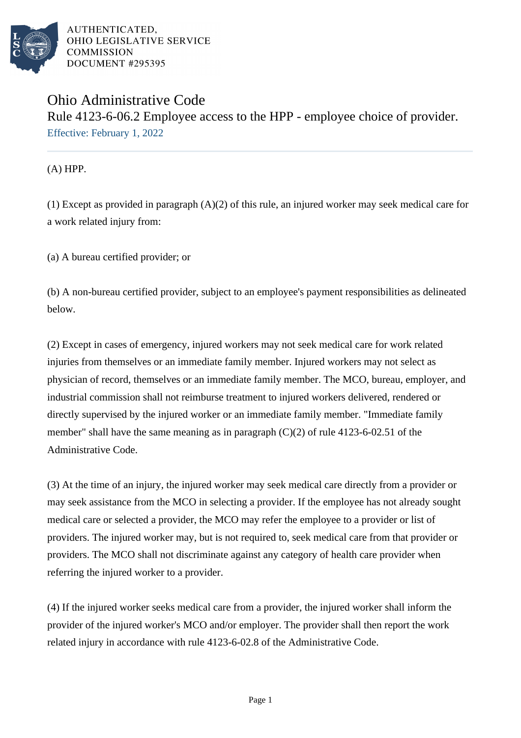AUTHENTICATED,
OHIO LEGISLATIVE SERVICE
COMMISSION
DOCUMENT #295395

# Ohio Administrative Code

## Rule 4123-6-06.2 Employee access to the HPP - employee choice of provider.

Effective: February 1, 2022

(A) HPP.

(1) Except as provided in paragraph (A)(2) of this rule, an injured worker may seek medical care for a work related injury from:

(a) A bureau certified provider; or

(b) A non-bureau certified provider, subject to an employee's payment responsibilities as delineated below.

(2) Except in cases of emergency, injured workers may not seek medical care for work related injuries from themselves or an immediate family member. Injured workers may not select as physician of record, themselves or an immediate family member. The MCO, bureau, employer, and industrial commission shall not reimburse treatment to injured workers delivered, rendered or directly supervised by the injured worker or an immediate family member. "Immediate family member" shall have the same meaning as in paragraph (C)(2) of rule 4123-6-02.51 of the Administrative Code.

(3) At the time of an injury, the injured worker may seek medical care directly from a provider or may seek assistance from the MCO in selecting a provider. If the employee has not already sought medical care or selected a provider, the MCO may refer the employee to a provider or list of providers. The injured worker may, but is not required to, seek medical care from that provider or providers. The MCO shall not discriminate against any category of health care provider when referring the injured worker to a provider.

(4) If the injured worker seeks medical care from a provider, the injured worker shall inform the provider of the injured worker's MCO and/or employer. The provider shall then report the work related injury in accordance with rule 4123-6-02.8 of the Administrative Code.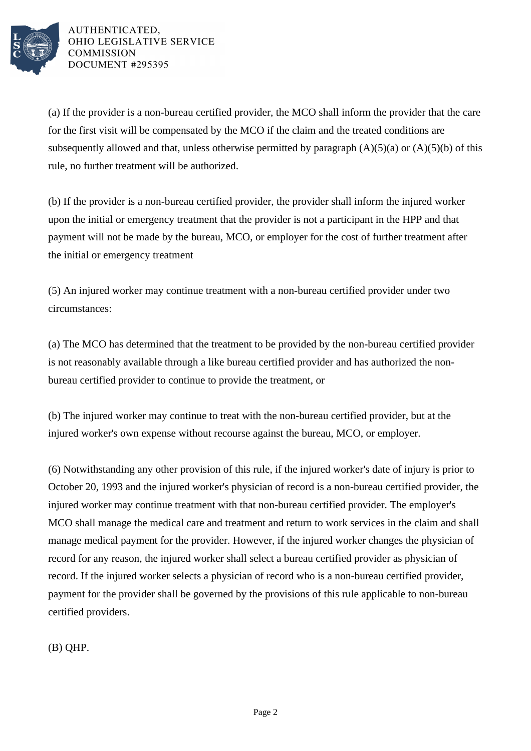(a) If the provider is a non-bureau certified provider, the MCO shall inform the provider that the care for the first visit will be compensated by the MCO if the claim and the treated conditions are subsequently allowed and that, unless otherwise permitted by paragraph (A)(5)(a) or (A)(5)(b) of this rule, no further treatment will be authorized.

(b) If the provider is a non-bureau certified provider, the provider shall inform the injured worker upon the initial or emergency treatment that the provider is not a participant in the HPP and that payment will not be made by the bureau, MCO, or employer for the cost of further treatment after the initial or emergency treatment

(5) An injured worker may continue treatment with a non-bureau certified provider under two circumstances:

(a) The MCO has determined that the treatment to be provided by the non-bureau certified provider is not reasonably available through a like bureau certified provider and has authorized the non-bureau certified provider to continue to provide the treatment, or

(b) The injured worker may continue to treat with the non-bureau certified provider, but at the injured worker's own expense without recourse against the bureau, MCO, or employer.

(6) Notwithstanding any other provision of this rule, if the injured worker's date of injury is prior to October 20, 1993 and the injured worker's physician of record is a non-bureau certified provider, the injured worker may continue treatment with that non-bureau certified provider. The employer's MCO shall manage the medical care and treatment and return to work services in the claim and shall manage medical payment for the provider. However, if the injured worker changes the physician of record for any reason, the injured worker shall select a bureau certified provider as physician of record. If the injured worker selects a physician of record who is a non-bureau certified provider, payment for the provider shall be governed by the provisions of this rule applicable to non-bureau certified providers.

(B) QHP.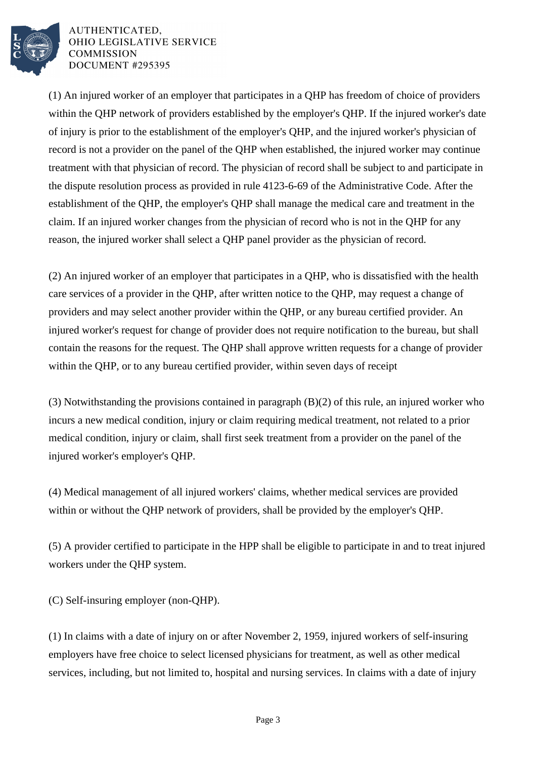(1) An injured worker of an employer that participates in a QHP has freedom of choice of providers within the QHP network of providers established by the employer's QHP. If the injured worker's date of injury is prior to the establishment of the employer's QHP, and the injured worker's physician of record is not a provider on the panel of the QHP when established, the injured worker may continue treatment with that physician of record. The physician of record shall be subject to and participate in the dispute resolution process as provided in rule 4123-6-69 of the Administrative Code. After the establishment of the QHP, the employer's QHP shall manage the medical care and treatment in the claim. If an injured worker changes from the physician of record who is not in the QHP for any reason, the injured worker shall select a QHP panel provider as the physician of record.

(2) An injured worker of an employer that participates in a QHP, who is dissatisfied with the health care services of a provider in the QHP, after written notice to the QHP, may request a change of providers and may select another provider within the QHP, or any bureau certified provider. An injured worker's request for change of provider does not require notification to the bureau, but shall contain the reasons for the request. The QHP shall approve written requests for a change of provider within the QHP, or to any bureau certified provider, within seven days of receipt

(3) Notwithstanding the provisions contained in paragraph (B)(2) of this rule, an injured worker who incurs a new medical condition, injury or claim requiring medical treatment, not related to a prior medical condition, injury or claim, shall first seek treatment from a provider on the panel of the injured worker's employer's QHP.

(4) Medical management of all injured workers' claims, whether medical services are provided within or without the QHP network of providers, shall be provided by the employer's QHP.

(5) A provider certified to participate in the HPP shall be eligible to participate in and to treat injured workers under the QHP system.

(C) Self-insuring employer (non-QHP).

(1) In claims with a date of injury on or after November 2, 1959, injured workers of self-insuring employers have free choice to select licensed physicians for treatment, as well as other medical services, including, but not limited to, hospital and nursing services. In claims with a date of injury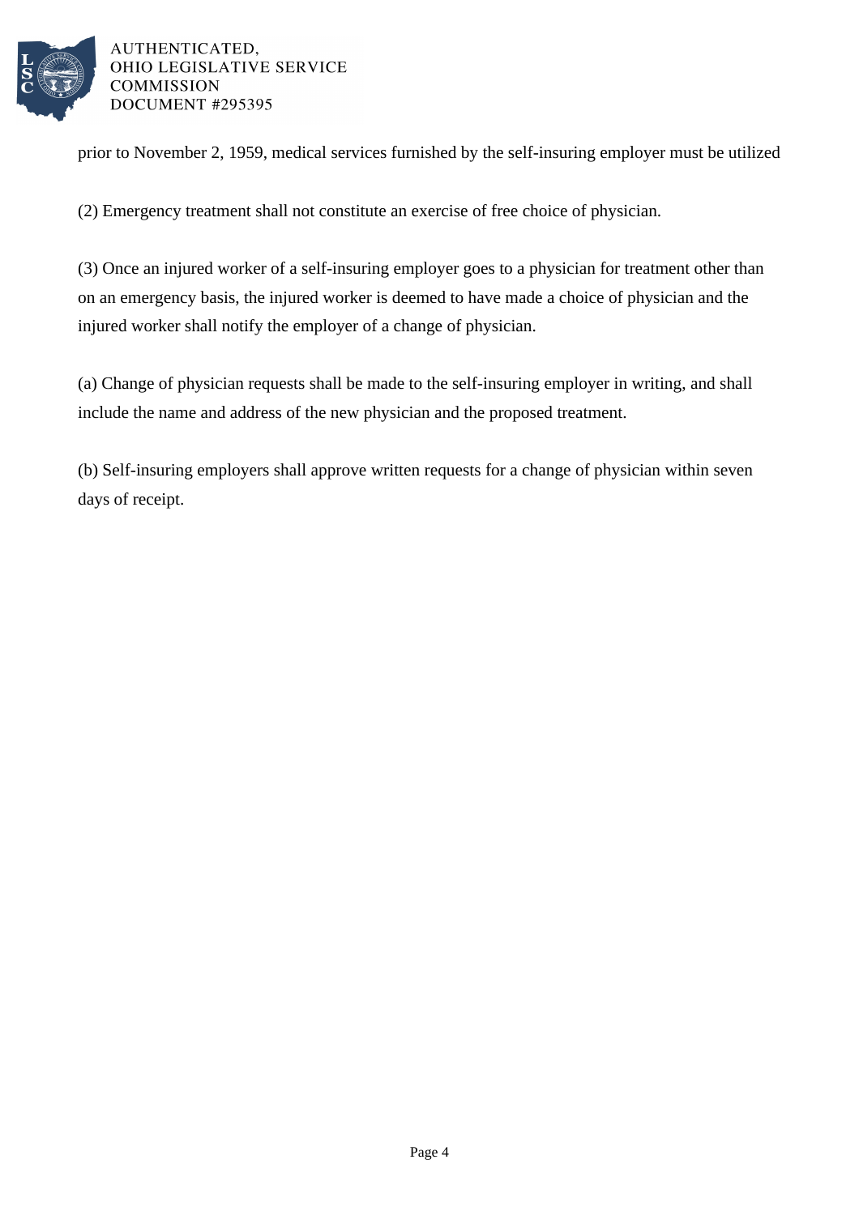prior to November 2, 1959, medical services furnished by the self-insuring employer must be utilized

(2) Emergency treatment shall not constitute an exercise of free choice of physician.

(3) Once an injured worker of a self-insuring employer goes to a physician for treatment other than on an emergency basis, the injured worker is deemed to have made a choice of physician and the injured worker shall notify the employer of a change of physician.

(a) Change of physician requests shall be made to the self-insuring employer in writing, and shall include the name and address of the new physician and the proposed treatment.

(b) Self-insuring employers shall approve written requests for a change of physician within seven days of receipt.